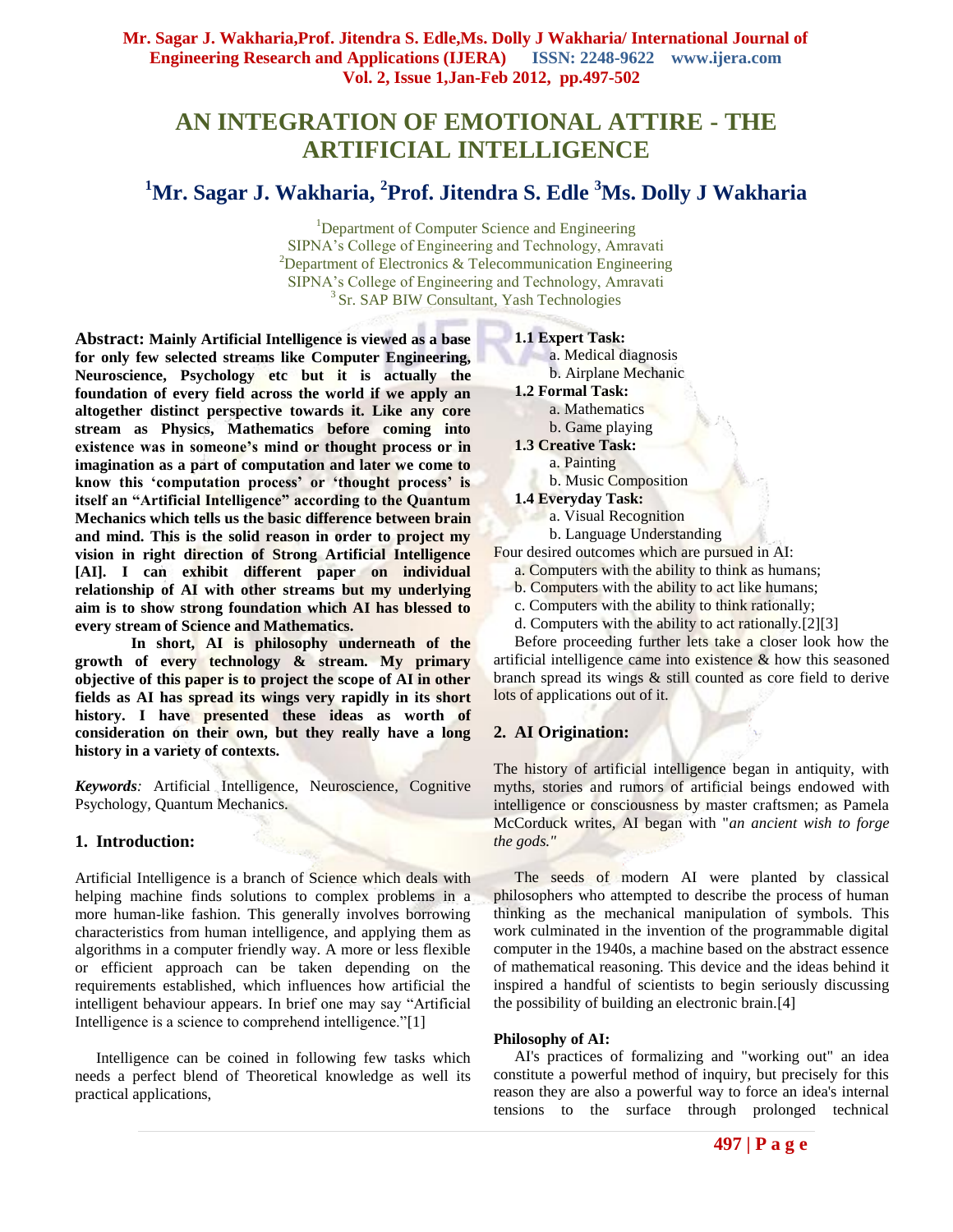# AN INTEGRATION OF EMOTIONAL ATTIRE - THE ARTIFICIAL INTELLIGENCE

## [1]Mr. Sagar J. Wakharia, [2]Prof. Jitendra S. Edle [3]Ms. Dolly J Wakharia

[1]Department of Computer Science and Engineering
SIPNA's College of Engineering and Technology, Amravati
[2]Department of Electronics & Telecommunication Engineering
SIPNA's College of Engineering and Technology, Amravati
[3] Sr. SAP BIW Consultant, Yash Technologies

**Abstract: Mainly Artificial Intelligence is viewed as a base for only few selected streams like Computer Engineering, Neuroscience, Psychology etc but it is actually the foundation of every field across the world if we apply an altogether distinct perspective towards it. Like any core stream as Physics, Mathematics before coming into existence was in someone's mind or thought process or in imagination as a part of computation and later we come to know this 'computation process' or 'thought process' is itself an "Artificial Intelligence" according to the Quantum Mechanics which tells us the basic difference between brain and mind. This is the solid reason in order to project my vision in right direction of Strong Artificial Intelligence [AI]. I can exhibit different paper on individual relationship of AI with other streams but my underlying aim is to show strong foundation which AI has blessed to every stream of Science and Mathematics.**

**In short, AI is philosophy underneath of the growth of every technology & stream. My primary objective of this paper is to project the scope of AI in other fields as AI has spread its wings very rapidly in its short history. I have presented these ideas as worth of consideration on their own, but they really have a long history in a variety of contexts.**

***Keywords:*** Artificial Intelligence, Neuroscience, Cognitive Psychology, Quantum Mechanics.

## 1. Introduction:

Artificial Intelligence is a branch of Science which deals with helping machine finds solutions to complex problems in a more human-like fashion. This generally involves borrowing characteristics from human intelligence, and applying them as algorithms in a computer friendly way. A more or less flexible or efficient approach can be taken depending on the requirements established, which influences how artificial the intelligent behaviour appears. In brief one may say "Artificial Intelligence is a science to comprehend intelligence."[1]

Intelligence can be coined in following few tasks which needs a perfect blend of Theoretical knowledge as well its practical applications,

**1.1 Expert Task:**
- a. Medical diagnosis
- b. Airplane Mechanic

**1.2 Formal Task:**
- a. Mathematics
- b. Game playing

**1.3 Creative Task:**
- a. Painting
- b. Music Composition

**1.4 Everyday Task:**
- a. Visual Recognition
- b. Language Understanding

Four desired outcomes which are pursued in AI:
- a. Computers with the ability to think as humans;
- b. Computers with the ability to act like humans;
- c. Computers with the ability to think rationally;
- d. Computers with the ability to act rationally.[2][3]

Before proceeding further lets take a closer look how the artificial intelligence came into existence & how this seasoned branch spread its wings & still counted as core field to derive lots of applications out of it.

## 2. AI Origination:

The history of artificial intelligence began in antiquity, with myths, stories and rumors of artificial beings endowed with intelligence or consciousness by master craftsmen; as Pamela McCorduck writes, AI began with "*an ancient wish to forge the gods."*

The seeds of modern AI were planted by classical philosophers who attempted to describe the process of human thinking as the mechanical manipulation of symbols. This work culminated in the invention of the programmable digital computer in the 1940s, a machine based on the abstract essence of mathematical reasoning. This device and the ideas behind it inspired a handful of scientists to begin seriously discussing the possibility of building an electronic brain.[4]

**Philosophy of AI:**

AI's practices of formalizing and "working out" an idea constitute a powerful method of inquiry, but precisely for this reason they are also a powerful way to force an idea's internal tensions to the surface through prolonged technical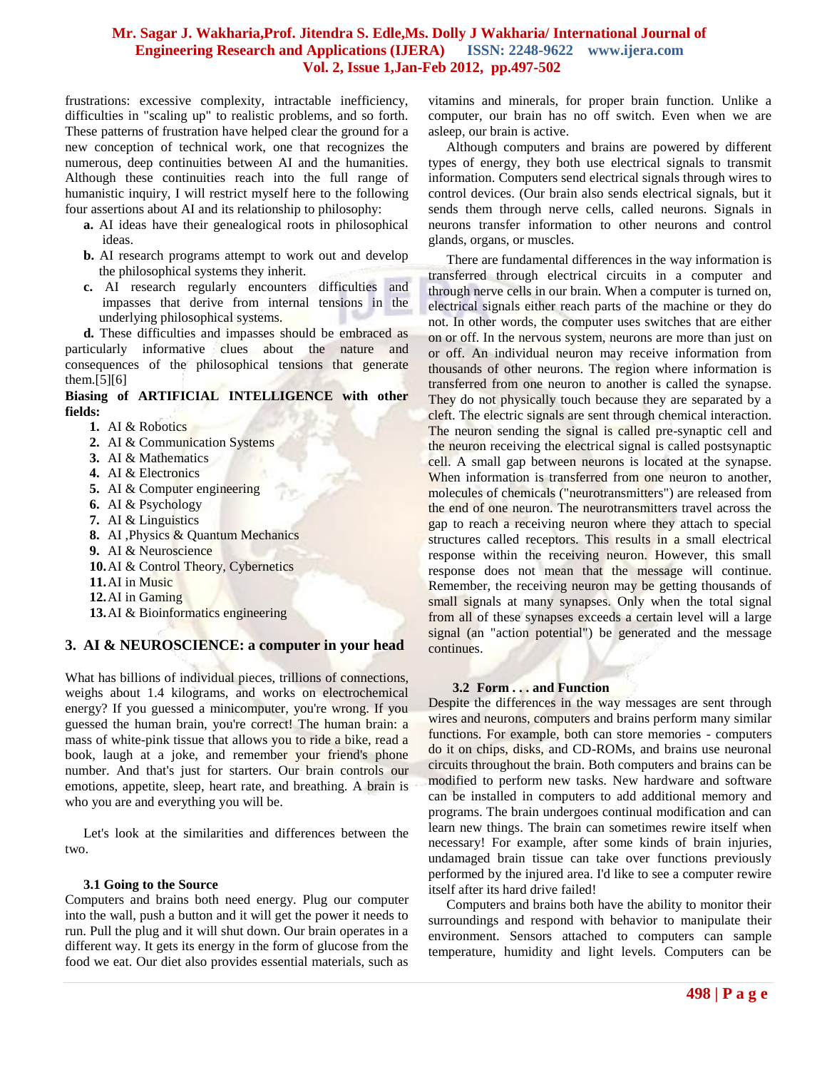frustrations: excessive complexity, intractable inefficiency, difficulties in "scaling up" to realistic problems, and so forth. These patterns of frustration have helped clear the ground for a new conception of technical work, one that recognizes the numerous, deep continuities between AI and the humanities. Although these continuities reach into the full range of humanistic inquiry, I will restrict myself here to the following four assertions about AI and its relationship to philosophy:

**a.** AI ideas have their genealogical roots in philosophical ideas.

**b.** AI research programs attempt to work out and develop the philosophical systems they inherit.

**c.** AI research regularly encounters difficulties and impasses that derive from internal tensions in the underlying philosophical systems.

**d.** These difficulties and impasses should be embraced as particularly informative clues about the nature and consequences of the philosophical tensions that generate them.[5][6]

**Biasing of ARTIFICIAL INTELLIGENCE with other fields:**

1. AI & Robotics
2. AI & Communication Systems
3. AI & Mathematics
4. AI & Electronics
5. AI & Computer engineering
6. AI & Psychology
7. AI & Linguistics
8. AI ,Physics & Quantum Mechanics
9. AI & Neuroscience
10. AI & Control Theory, Cybernetics
11. AI in Music
12. AI in Gaming
13. AI & Bioinformatics engineering

## 3. AI & NEUROSCIENCE: a computer in your head

What has billions of individual pieces, trillions of connections, weighs about 1.4 kilograms, and works on electrochemical energy? If you guessed a minicomputer, you're wrong. If you guessed the human brain, you're correct! The human brain: a mass of white-pink tissue that allows you to ride a bike, read a book, laugh at a joke, and remember your friend's phone number. And that's just for starters. Our brain controls our emotions, appetite, sleep, heart rate, and breathing. A brain is who you are and everything you will be.

Let's look at the similarities and differences between the two.

### 3.1 Going to the Source

Computers and brains both need energy. Plug our computer into the wall, push a button and it will get the power it needs to run. Pull the plug and it will shut down. Our brain operates in a different way. It gets its energy in the form of glucose from the food we eat. Our diet also provides essential materials, such as vitamins and minerals, for proper brain function. Unlike a computer, our brain has no off switch. Even when we are asleep, our brain is active.

Although computers and brains are powered by different types of energy, they both use electrical signals to transmit information. Computers send electrical signals through wires to control devices. (Our brain also sends electrical signals, but it sends them through nerve cells, called neurons. Signals in neurons transfer information to other neurons and control glands, organs, or muscles.

There are fundamental differences in the way information is transferred through electrical circuits in a computer and through nerve cells in our brain. When a computer is turned on, electrical signals either reach parts of the machine or they do not. In other words, the computer uses switches that are either on or off. In the nervous system, neurons are more than just on or off. An individual neuron may receive information from thousands of other neurons. The region where information is transferred from one neuron to another is called the synapse. They do not physically touch because they are separated by a cleft. The electric signals are sent through chemical interaction. The neuron sending the signal is called pre-synaptic cell and the neuron receiving the electrical signal is called postsynaptic cell. A small gap between neurons is located at the synapse. When information is transferred from one neuron to another, molecules of chemicals ("neurotransmitters") are released from the end of one neuron. The neurotransmitters travel across the gap to reach a receiving neuron where they attach to special structures called receptors. This results in a small electrical response within the receiving neuron. However, this small response does not mean that the message will continue. Remember, the receiving neuron may be getting thousands of small signals at many synapses. Only when the total signal from all of these synapses exceeds a certain level will a large signal (an "action potential") be generated and the message continues.

### 3.2 Form . . . and Function

Despite the differences in the way messages are sent through wires and neurons, computers and brains perform many similar functions. For example, both can store memories - computers do it on chips, disks, and CD-ROMs, and brains use neuronal circuits throughout the brain. Both computers and brains can be modified to perform new tasks. New hardware and software can be installed in computers to add additional memory and programs. The brain undergoes continual modification and can learn new things. The brain can sometimes rewire itself when necessary! For example, after some kinds of brain injuries, undamaged brain tissue can take over functions previously performed by the injured area. I'd like to see a computer rewire itself after its hard drive failed!

Computers and brains both have the ability to monitor their surroundings and respond with behavior to manipulate their environment. Sensors attached to computers can sample temperature, humidity and light levels. Computers can be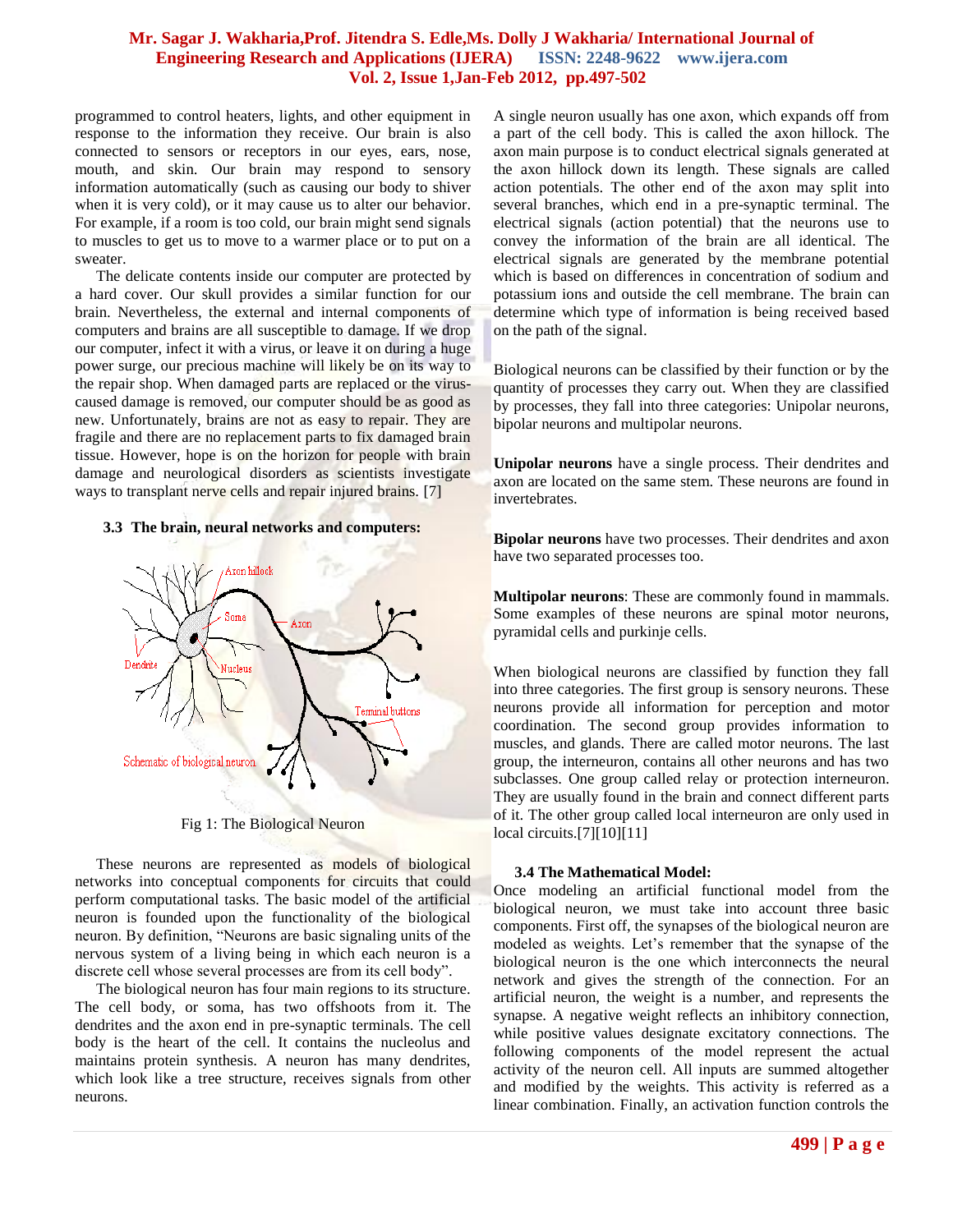programmed to control heaters, lights, and other equipment in response to the information they receive. Our brain is also connected to sensors or receptors in our eyes, ears, nose, mouth, and skin. Our brain may respond to sensory information automatically (such as causing our body to shiver when it is very cold), or it may cause us to alter our behavior. For example, if a room is too cold, our brain might send signals to muscles to get us to move to a warmer place or to put on a sweater.

The delicate contents inside our computer are protected by a hard cover. Our skull provides a similar function for our brain. Nevertheless, the external and internal components of computers and brains are all susceptible to damage. If we drop our computer, infect it with a virus, or leave it on during a huge power surge, our precious machine will likely be on its way to the repair shop. When damaged parts are replaced or the virus-caused damage is removed, our computer should be as good as new. Unfortunately, brains are not as easy to repair. They are fragile and there are no replacement parts to fix damaged brain tissue. However, hope is on the horizon for people with brain damage and neurological disorders as scientists investigate ways to transplant nerve cells and repair injured brains. [7]

### 3.3 The brain, neural networks and computers:

Fig 1: The Biological Neuron

These neurons are represented as models of biological networks into conceptual components for circuits that could perform computational tasks. The basic model of the artificial neuron is founded upon the functionality of the biological neuron. By definition, "Neurons are basic signaling units of the nervous system of a living being in which each neuron is a discrete cell whose several processes are from its cell body".

The biological neuron has four main regions to its structure. The cell body, or soma, has two offshoots from it. The dendrites and the axon end in pre-synaptic terminals. The cell body is the heart of the cell. It contains the nucleolus and maintains protein synthesis. A neuron has many dendrites, which look like a tree structure, receives signals from other neurons.

A single neuron usually has one axon, which expands off from a part of the cell body. This is called the axon hillock. The axon main purpose is to conduct electrical signals generated at the axon hillock down its length. These signals are called action potentials. The other end of the axon may split into several branches, which end in a pre-synaptic terminal. The electrical signals (action potential) that the neurons use to convey the information of the brain are all identical. The electrical signals are generated by the membrane potential which is based on differences in concentration of sodium and potassium ions and outside the cell membrane. The brain can determine which type of information is being received based on the path of the signal.

Biological neurons can be classified by their function or by the quantity of processes they carry out. When they are classified by processes, they fall into three categories: Unipolar neurons, bipolar neurons and multipolar neurons.

**Unipolar neurons** have a single process. Their dendrites and axon are located on the same stem. These neurons are found in invertebrates.

**Bipolar neurons** have two processes. Their dendrites and axon have two separated processes too.

**Multipolar neurons**: These are commonly found in mammals. Some examples of these neurons are spinal motor neurons, pyramidal cells and purkinje cells.

When biological neurons are classified by function they fall into three categories. The first group is sensory neurons. These neurons provide all information for perception and motor coordination. The second group provides information to muscles, and glands. There are called motor neurons. The last group, the interneuron, contains all other neurons and has two subclasses. One group called relay or protection interneuron. They are usually found in the brain and connect different parts of it. The other group called local interneuron are only used in local circuits.[7][10][11]

### 3.4 The Mathematical Model:

Once modeling an artificial functional model from the biological neuron, we must take into account three basic components. First off, the synapses of the biological neuron are modeled as weights. Let's remember that the synapse of the biological neuron is the one which interconnects the neural network and gives the strength of the connection. For an artificial neuron, the weight is a number, and represents the synapse. A negative weight reflects an inhibitory connection, while positive values designate excitatory connections. The following components of the model represent the actual activity of the neuron cell. All inputs are summed altogether and modified by the weights. This activity is referred as a linear combination. Finally, an activation function controls the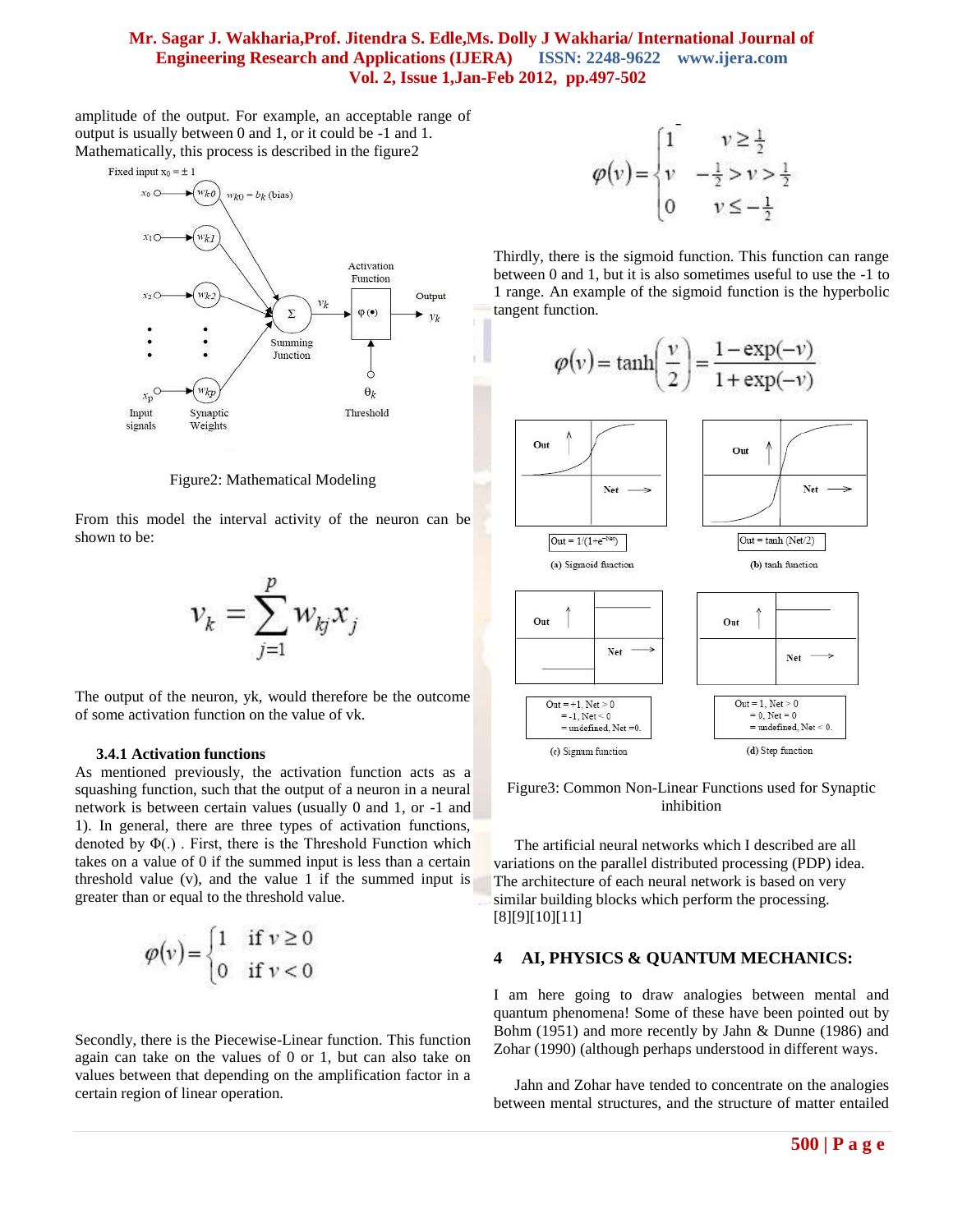amplitude of the output. For example, an acceptable range of output is usually between 0 and 1, or it could be -1 and 1. Mathematically, this process is described in the figure2

Figure2: Mathematical Modeling

From this model the interval activity of the neuron can be shown to be:

$$v_k = \sum_{j=1}^{p} w_{kj} x_j$$

The output of the neuron, yk, would therefore be the outcome of some activation function on the value of vk.

### 3.4.1 Activation functions

As mentioned previously, the activation function acts as a squashing function, such that the output of a neuron in a neural network is between certain values (usually 0 and 1, or -1 and 1). In general, there are three types of activation functions, denoted by Φ(.) . First, there is the Threshold Function which takes on a value of 0 if the summed input is less than a certain threshold value (v), and the value 1 if the summed input is greater than or equal to the threshold value.

$$\varphi(v) = \begin{cases} 1 & \text{if } v \geq 0 \\ 0 & \text{if } v < 0 \end{cases}$$

Secondly, there is the Piecewise-Linear function. This function again can take on the values of 0 or 1, but can also take on values between that depending on the amplification factor in a certain region of linear operation.

$$\varphi(v) = \begin{cases} 1 & v \geq \frac{1}{2} \\ v & -\frac{1}{2} > v > \frac{1}{2} \\ 0 & v \leq -\frac{1}{2} \end{cases}$$

Thirdly, there is the sigmoid function. This function can range between 0 and 1, but it is also sometimes useful to use the -1 to 1 range. An example of the sigmoid function is the hyperbolic tangent function.

$$\varphi(v) = \tanh\left(\frac{v}{2}\right) = \frac{1-\exp(-v)}{1+\exp(-v)}$$

Figure3: Common Non-Linear Functions used for Synaptic inhibition

The artificial neural networks which I described are all variations on the parallel distributed processing (PDP) idea. The architecture of each neural network is based on very similar building blocks which perform the processing. [8][9][10][11]

## 4 AI, PHYSICS & QUANTUM MECHANICS:

I am here going to draw analogies between mental and quantum phenomena! Some of these have been pointed out by Bohm (1951) and more recently by Jahn & Dunne (1986) and Zohar (1990) (although perhaps understood in different ways.

Jahn and Zohar have tended to concentrate on the analogies between mental structures, and the structure of matter entailed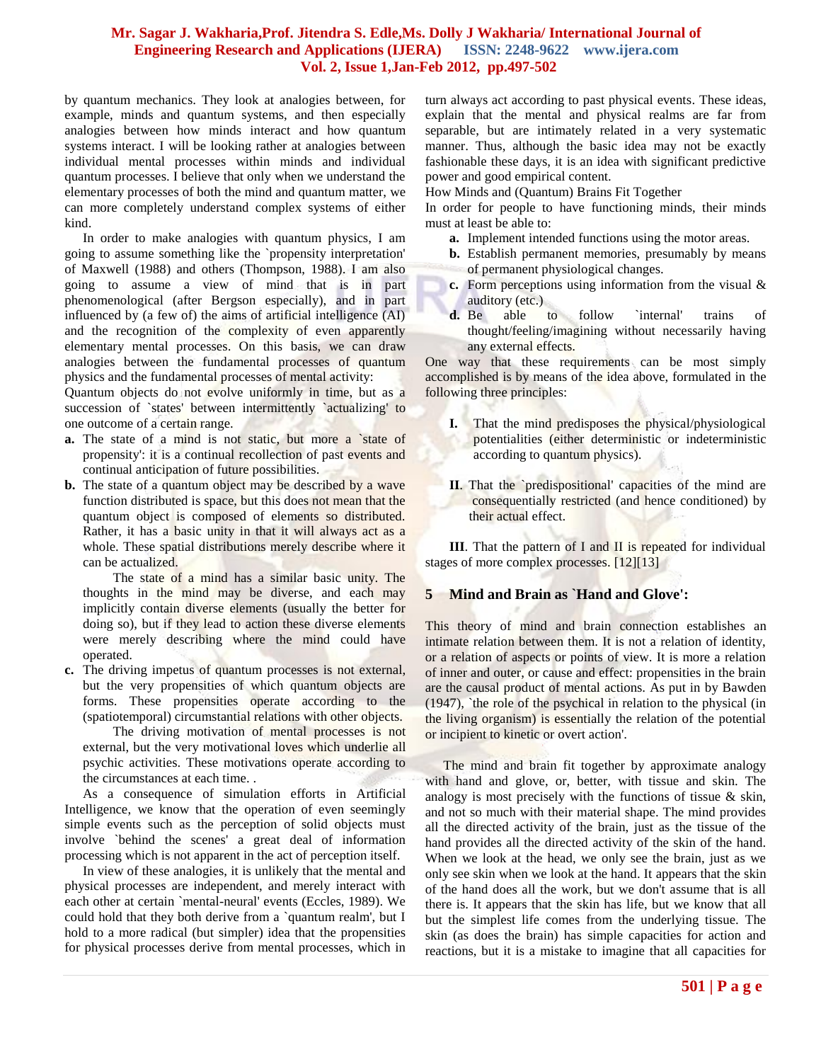by quantum mechanics. They look at analogies between, for example, minds and quantum systems, and then especially analogies between how minds interact and how quantum systems interact. I will be looking rather at analogies between individual mental processes within minds and individual quantum processes. I believe that only when we understand the elementary processes of both the mind and quantum matter, we can more completely understand complex systems of either kind.

In order to make analogies with quantum physics, I am going to assume something like the `propensity interpretation' of Maxwell (1988) and others (Thompson, 1988). I am also going to assume a view of mind that is in part phenomenological (after Bergson especially), and in part influenced by (a few of) the aims of artificial intelligence (AI) and the recognition of the complexity of even apparently elementary mental processes. On this basis, we can draw analogies between the fundamental processes of quantum physics and the fundamental processes of mental activity:

Quantum objects do not evolve uniformly in time, but as a succession of `states' between intermittently `actualizing' to one outcome of a certain range.

**a.** The state of a mind is not static, but more a `state of propensity': it is a continual recollection of past events and continual anticipation of future possibilities.

**b.** The state of a quantum object may be described by a wave function distributed is space, but this does not mean that the quantum object is composed of elements so distributed. Rather, it has a basic unity in that it will always act as a whole. These spatial distributions merely describe where it can be actualized.

The state of a mind has a similar basic unity. The thoughts in the mind may be diverse, and each may implicitly contain diverse elements (usually the better for doing so), but if they lead to action these diverse elements were merely describing where the mind could have operated.

**c.** The driving impetus of quantum processes is not external, but the very propensities of which quantum objects are forms. These propensities operate according to the (spatiotemporal) circumstantial relations with other objects.

The driving motivation of mental processes is not external, but the very motivational loves which underlie all psychic activities. These motivations operate according to the circumstances at each time. .

As a consequence of simulation efforts in Artificial Intelligence, we know that the operation of even seemingly simple events such as the perception of solid objects must involve `behind the scenes' a great deal of information processing which is not apparent in the act of perception itself.

In view of these analogies, it is unlikely that the mental and physical processes are independent, and merely interact with each other at certain `mental-neural' events (Eccles, 1989). We could hold that they both derive from a `quantum realm', but I hold to a more radical (but simpler) idea that the propensities for physical processes derive from mental processes, which in turn always act according to past physical events. These ideas, explain that the mental and physical realms are far from separable, but are intimately related in a very systematic manner. Thus, although the basic idea may not be exactly fashionable these days, it is an idea with significant predictive power and good empirical content.

How Minds and (Quantum) Brains Fit Together

In order for people to have functioning minds, their minds must at least be able to:

**a.** Implement intended functions using the motor areas.

**b.** Establish permanent memories, presumably by means of permanent physiological changes.

**c.** Form perceptions using information from the visual & auditory (etc.)

**d.** Be able to follow `internal' trains of thought/feeling/imagining without necessarily having any external effects.

One way that these requirements can be most simply accomplished is by means of the idea above, formulated in the following three principles:

**I.** That the mind predisposes the physical/physiological potentialities (either deterministic or indeterministic according to quantum physics).

**II**. That the `predispositional' capacities of the mind are consequentially restricted (and hence conditioned) by their actual effect.

**III**. That the pattern of I and II is repeated for individual stages of more complex processes. [12][13]

## 5 Mind and Brain as `Hand and Glove':

This theory of mind and brain connection establishes an intimate relation between them. It is not a relation of identity, or a relation of aspects or points of view. It is more a relation of inner and outer, or cause and effect: propensities in the brain are the causal product of mental actions. As put in by Bawden (1947), `the role of the psychical in relation to the physical (in the living organism) is essentially the relation of the potential or incipient to kinetic or overt action'.

The mind and brain fit together by approximate analogy with hand and glove, or, better, with tissue and skin. The analogy is most precisely with the functions of tissue & skin, and not so much with their material shape. The mind provides all the directed activity of the brain, just as the tissue of the hand provides all the directed activity of the skin of the hand. When we look at the head, we only see the brain, just as we only see skin when we look at the hand. It appears that the skin of the hand does all the work, but we don't assume that is all there is. It appears that the skin has life, but we know that all but the simplest life comes from the underlying tissue. The skin (as does the brain) has simple capacities for action and reactions, but it is a mistake to imagine that all capacities for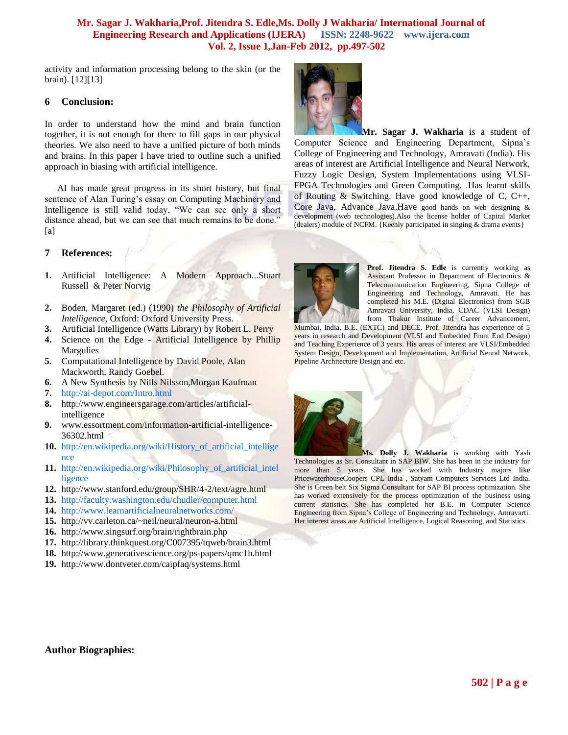activity and information processing belong to the skin (or the brain). [12][13]

## 6 Conclusion:

In order to understand how the mind and brain function together, it is not enough for there to fill gaps in our physical theories. We also need to have a unified picture of both minds and brains. In this paper I have tried to outline such a unified approach in biasing with artificial intelligence.

AI has made great progress in its short history, but final sentence of Alan Turing's essay on Computing Machinery and Intelligence is still valid today, "We can see only a short distance ahead, but we can see that much remains to be done." [a]

## 7 References:

1. Artificial Intelligence: A Modern Approach...Stuart Russell & Peter Norvig
2. Boden, Margaret (ed.) (1990) *the Philosophy of Artificial Intelligence,* Oxford: Oxford University Press.
3. Artificial Intelligence (Watts Library) by Robert L. Perry
4. Science on the Edge - Artificial Intelligence by Phillip Margulies
5. Computational Intelligence by David Poole, Alan Mackworth, Randy Goebel.
6. A New Synthesis by Nills Nilsson,Morgan Kaufman
7. http://ai-depot.com/Intro.html
8. http://www.engineersgarage.com/articles/artificial-intelligence
9. www.essortment.com/information-artificial-intelligence-36302.html
10. http://en.wikipedia.org/wiki/History_of_artificial_intelligence
11. http://en.wikipedia.org/wiki/Philosophy_of_artificial_intelligence
12. http://www.stanford.edu/group/SHR/4-2/text/agre.html
13. http://faculty.washington.edu/chudler/computer.html
14. http://www.learnartificialneuralnetworks.com/
15. http://vv.carleton.ca/~neil/neural/neuron-a.html
16. http://www.singsurf.org/brain/rightbrain.php
17. http://library.thinkquest.org/C007395/tqweb/brain3.html
18. http://www.generativescience.org/ps-papers/qmc1h.html
19. http://www.dontveter.com/caipfaq/systems.html

**Author Biographies:**

**Mr. Sagar J. Wakharia** is a student of Computer Science and Engineering Department, Sipna's College of Engineering and Technology, Amravati (India). His areas of interest are Artificial Intelligence and Neural Network, Fuzzy Logic Design, System Implementations using VLSI-FPGA Technologies and Green Computing. Has learnt skills of Routing & Switching. Have good knowledge of C, C++, Core Java, Advance Java.Have good hands on web designing & development (web technologies).Also the license holder of Capital Market (dealers) module of NCFM. {Keenly participated in singing & drama events}

**Prof. Jitendra S. Edle** is currently working as Assistant Professor in Department of Electronics & Telecommunication Engineering, Sipna College of Engineering and Technology, Amravati. He has completed his M.E. (Digital Electronics) from SGB Amravati University, India, CDAC (VLSI Design) from Thakur Institute of Career Advancement, Mumbai, India, B.E. (EXTC) and DECE. Prof. Jitendra has experience of 5 years in research and Development (VLSI and Embedded Front End Design) and Teaching Experience of 3 years. His areas of interest are VLSI/Embedded System Design, Development and Implementation, Artificial Neural Network, Pipeline Architecture Design and etc.

**Ms. Dolly J. Wakharia** is working with Yash Technologies as Sr. Consultant in SAP BIW. She has been in the industry for more than 5 years. She has worked with Industry majors like PricewaterhouseCoopers CPL India , Satyam Computers Services Ltd India. She is Green belt Six Sigma Consultant for SAP BI process optimization. She has worked extensively for the process optimization of the business using current statistics. She has completed her B.E. in Computer Science Engineering from Sipna's College of Engineering and Technology, Amravarti. Her interest areas are Artificial Intelligence, Logical Reasoning, and Statistics.